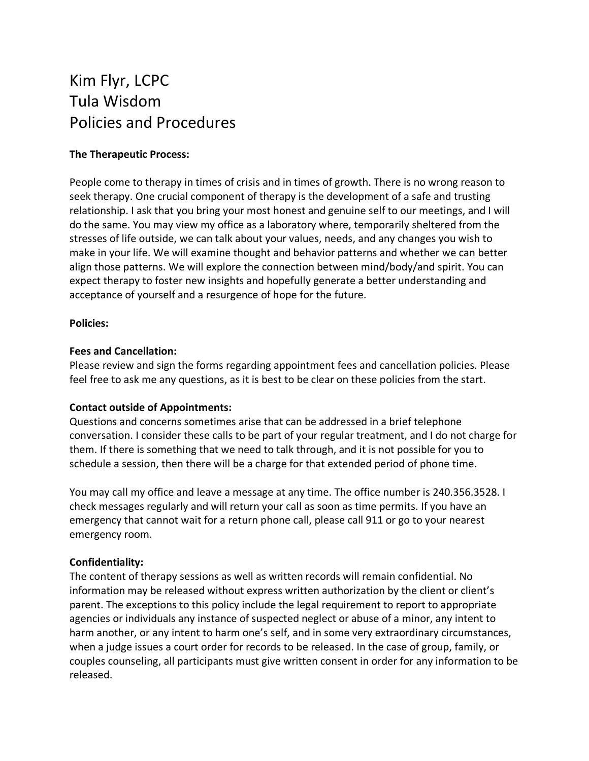# Kim Flyr, LCPC
# Tula Wisdom
# Policies and Procedures

**The Therapeutic Process:**

People come to therapy in times of crisis and in times of growth. There is no wrong reason to seek therapy. One crucial component of therapy is the development of a safe and trusting relationship. I ask that you bring your most honest and genuine self to our meetings, and I will do the same. You may view my office as a laboratory where, temporarily sheltered from the stresses of life outside, we can talk about your values, needs, and any changes you wish to make in your life. We will examine thought and behavior patterns and whether we can better align those patterns. We will explore the connection between mind/body/and spirit. You can expect therapy to foster new insights and hopefully generate a better understanding and acceptance of yourself and a resurgence of hope for the future.

**Policies:**

**Fees and Cancellation:**
Please review and sign the forms regarding appointment fees and cancellation policies. Please feel free to ask me any questions, as it is best to be clear on these policies from the start.

**Contact outside of Appointments:**
Questions and concerns sometimes arise that can be addressed in a brief telephone conversation. I consider these calls to be part of your regular treatment, and I do not charge for them. If there is something that we need to talk through, and it is not possible for you to schedule a session, then there will be a charge for that extended period of phone time.

You may call my office and leave a message at any time. The office number is 240.356.3528. I check messages regularly and will return your call as soon as time permits. If you have an emergency that cannot wait for a return phone call, please call 911 or go to your nearest emergency room.

**Confidentiality:**
The content of therapy sessions as well as written records will remain confidential. No information may be released without express written authorization by the client or client's parent. The exceptions to this policy include the legal requirement to report to appropriate agencies or individuals any instance of suspected neglect or abuse of a minor, any intent to harm another, or any intent to harm one's self, and in some very extraordinary circumstances, when a judge issues a court order for records to be released. In the case of group, family, or couples counseling, all participants must give written consent in order for any information to be released.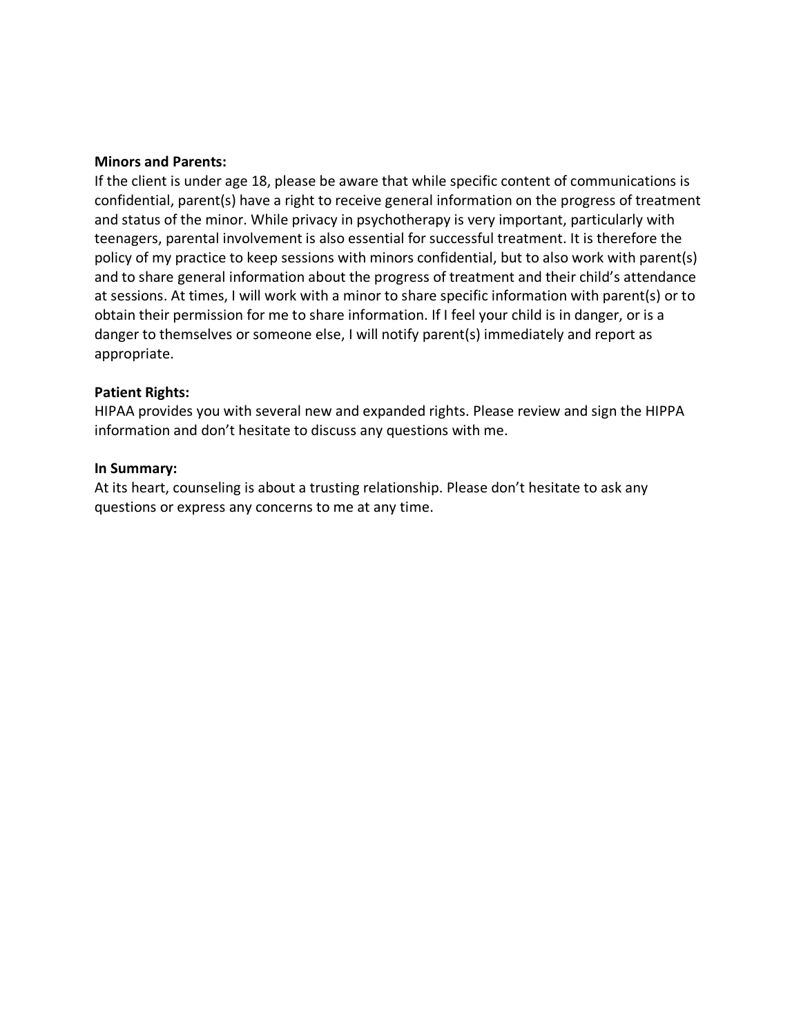**Minors and Parents:**
If the client is under age 18, please be aware that while specific content of communications is confidential, parent(s) have a right to receive general information on the progress of treatment and status of the minor. While privacy in psychotherapy is very important, particularly with teenagers, parental involvement is also essential for successful treatment. It is therefore the policy of my practice to keep sessions with minors confidential, but to also work with parent(s) and to share general information about the progress of treatment and their child's attendance at sessions. At times, I will work with a minor to share specific information with parent(s) or to obtain their permission for me to share information. If I feel your child is in danger, or is a danger to themselves or someone else, I will notify parent(s) immediately and report as appropriate.

**Patient Rights:**
HIPAA provides you with several new and expanded rights. Please review and sign the HIPPA information and don't hesitate to discuss any questions with me.

**In Summary:**
At its heart, counseling is about a trusting relationship. Please don't hesitate to ask any questions or express any concerns to me at any time.